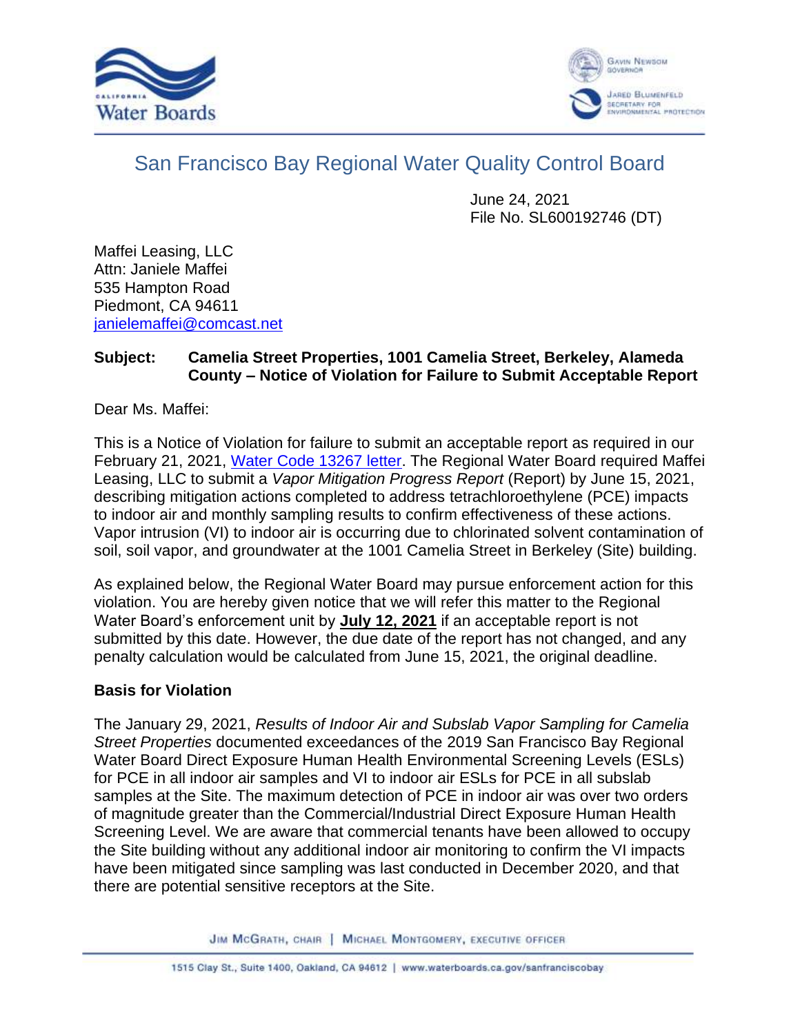# San Francisco Bay Regional Water Quality Control Board

June 24, 2021
File No. SL600192746 (DT)

Maffei Leasing, LLC
Attn: Janiele Maffei
535 Hampton Road
Piedmont, CA 94611
janielemaffei@comcast.net

**Subject: Camelia Street Properties, 1001 Camelia Street, Berkeley, Alameda County – Notice of Violation for Failure to Submit Acceptable Report**

Dear Ms. Maffei:

This is a Notice of Violation for failure to submit an acceptable report as required in our February 21, 2021, Water Code 13267 letter. The Regional Water Board required Maffei Leasing, LLC to submit a *Vapor Mitigation Progress Report* (Report) by June 15, 2021, describing mitigation actions completed to address tetrachloroethylene (PCE) impacts to indoor air and monthly sampling results to confirm effectiveness of these actions. Vapor intrusion (VI) to indoor air is occurring due to chlorinated solvent contamination of soil, soil vapor, and groundwater at the 1001 Camelia Street in Berkeley (Site) building.

As explained below, the Regional Water Board may pursue enforcement action for this violation. You are hereby given notice that we will refer this matter to the Regional Water Board's enforcement unit by **July 12, 2021** if an acceptable report is not submitted by this date. However, the due date of the report has not changed, and any penalty calculation would be calculated from June 15, 2021, the original deadline.

**Basis for Violation**

The January 29, 2021, *Results of Indoor Air and Subslab Vapor Sampling for Camelia Street Properties* documented exceedances of the 2019 San Francisco Bay Regional Water Board Direct Exposure Human Health Environmental Screening Levels (ESLs) for PCE in all indoor air samples and VI to indoor air ESLs for PCE in all subslab samples at the Site. The maximum detection of PCE in indoor air was over two orders of magnitude greater than the Commercial/Industrial Direct Exposure Human Health Screening Level. We are aware that commercial tenants have been allowed to occupy the Site building without any additional indoor air monitoring to confirm the VI impacts have been mitigated since sampling was last conducted in December 2020, and that there are potential sensitive receptors at the Site.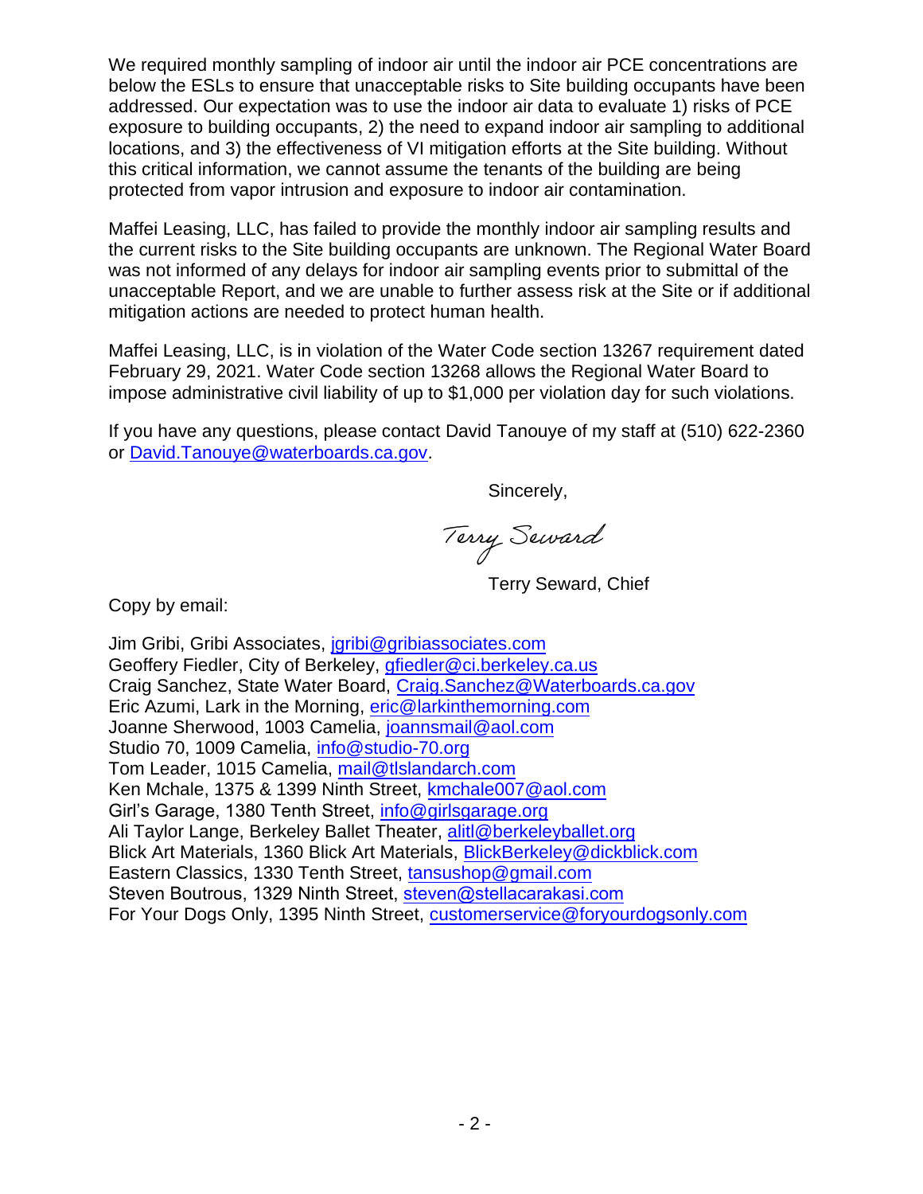We required monthly sampling of indoor air until the indoor air PCE concentrations are below the ESLs to ensure that unacceptable risks to Site building occupants have been addressed. Our expectation was to use the indoor air data to evaluate 1) risks of PCE exposure to building occupants, 2) the need to expand indoor air sampling to additional locations, and 3) the effectiveness of VI mitigation efforts at the Site building. Without this critical information, we cannot assume the tenants of the building are being protected from vapor intrusion and exposure to indoor air contamination.

Maffei Leasing, LLC, has failed to provide the monthly indoor air sampling results and the current risks to the Site building occupants are unknown. The Regional Water Board was not informed of any delays for indoor air sampling events prior to submittal of the unacceptable Report, and we are unable to further assess risk at the Site or if additional mitigation actions are needed to protect human health.

Maffei Leasing, LLC, is in violation of the Water Code section 13267 requirement dated February 29, 2021. Water Code section 13268 allows the Regional Water Board to impose administrative civil liability of up to $1,000 per violation day for such violations.

If you have any questions, please contact David Tanouye of my staff at (510) 622-2360 or David.Tanouye@waterboards.ca.gov.

Sincerely,

Terry Seward

Terry Seward, Chief

Copy by email:

Jim Gribi, Gribi Associates, jgribi@gribiassociates.com
Geoffery Fiedler, City of Berkeley, gfiedler@ci.berkeley.ca.us
Craig Sanchez, State Water Board, Craig.Sanchez@Waterboards.ca.gov
Eric Azumi, Lark in the Morning, eric@larkinthemorning.com
Joanne Sherwood, 1003 Camelia, joannsmail@aol.com
Studio 70, 1009 Camelia, info@studio-70.org
Tom Leader, 1015 Camelia, mail@tlslandarch.com
Ken Mchale, 1375 & 1399 Ninth Street, kmchale007@aol.com
Girl's Garage, 1380 Tenth Street, info@girlsgarage.org
Ali Taylor Lange, Berkeley Ballet Theater, alitl@berkeleyballet.org
Blick Art Materials, 1360 Blick Art Materials, BlickBerkeley@dickblick.com
Eastern Classics, 1330 Tenth Street, tansushop@gmail.com
Steven Boutrous, 1329 Ninth Street, steven@stellacarakasi.com
For Your Dogs Only, 1395 Ninth Street, customerservice@foryourdogsonly.com